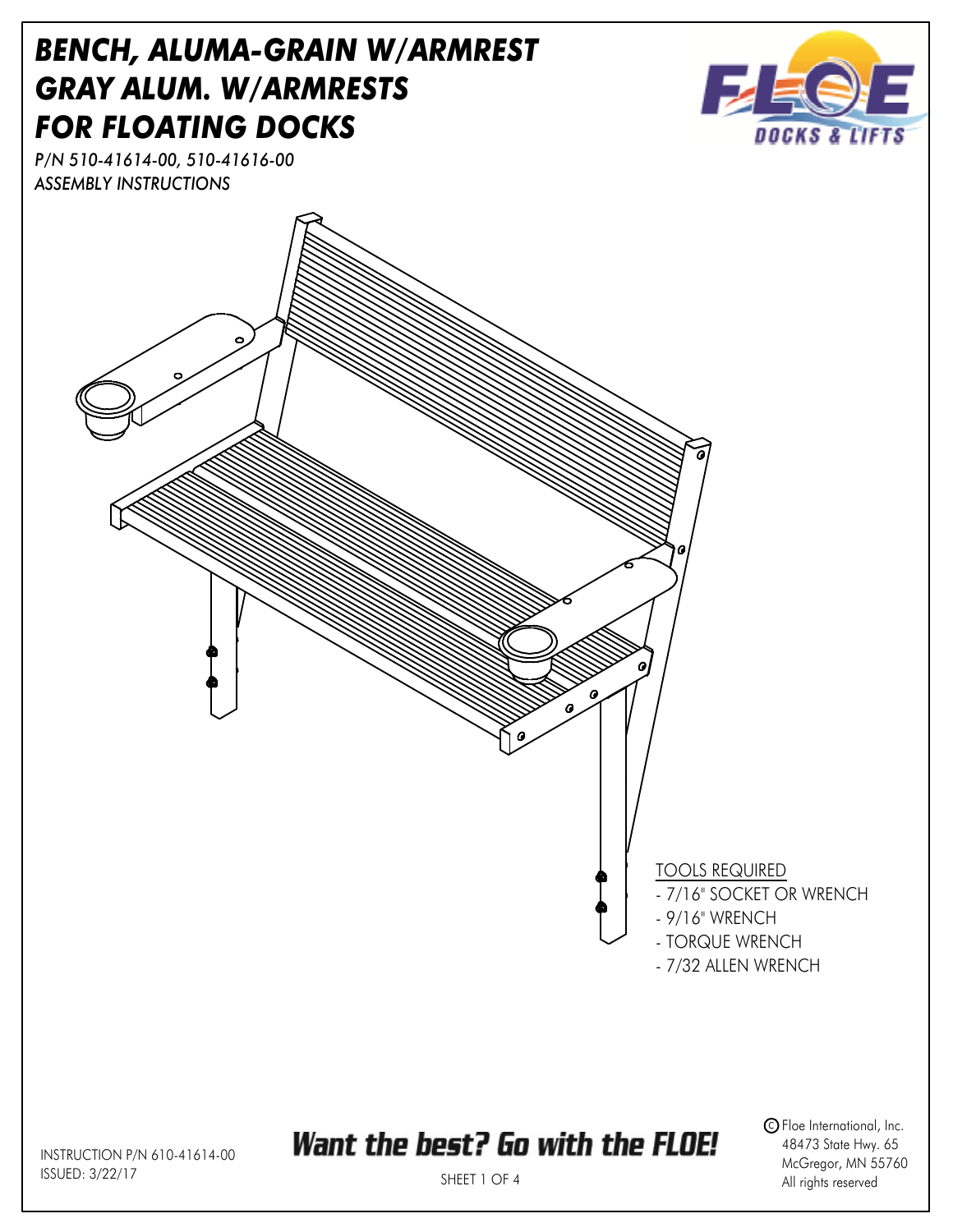# BENCH, ALUMA-GRAIN W/ARMREST
# GRAY ALUM. W/ARMRESTS
# FOR FLOATING DOCKS

*P/N 510-41614-00, 510-41616-00*
*ASSEMBLY INSTRUCTIONS*

TOOLS REQUIRED

- 7/16" SOCKET OR WRENCH
- 9/16" WRENCH
- TORQUE WRENCH
- 7/32 ALLEN WRENCH

INSTRUCTION P/N 610-41614-00
ISSUED: 3/22/17

***Want the best? Go with the FLOE!***

© Floe International, Inc.
48473 State Hwy. 65
McGregor, MN 55760
All rights reserved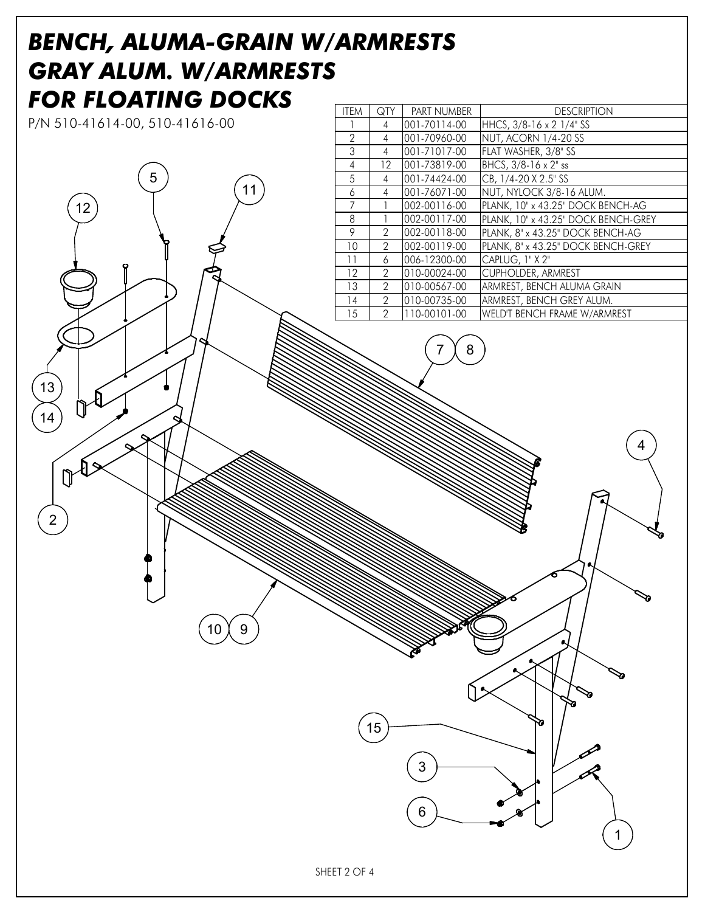# BENCH, ALUMA-GRAIN W/ARMRESTS
# GRAY ALUM. W/ARMRESTS
# FOR FLOATING DOCKS

P/N 510-41614-00, 510-41616-00

| ITEM | QTY | PART NUMBER | DESCRIPTION |
|---|---|---|---|
| 1 | 4 | 001-70114-00 | HHCS, 3/8-16 x 2 1/4" SS |
| 2 | 4 | 001-70960-00 | NUT, ACORN 1/4-20 SS |
| 3 | 4 | 001-71017-00 | FLAT WASHER, 3/8" SS |
| 4 | 12 | 001-73819-00 | BHCS, 3/8-16 x 2" ss |
| 5 | 4 | 001-74424-00 | CB, 1/4-20 X 2.5" SS |
| 6 | 4 | 001-76071-00 | NUT, NYLOCK 3/8-16 ALUM. |
| 7 | 1 | 002-00116-00 | PLANK, 10" x 43.25" DOCK BENCH-AG |
| 8 | 1 | 002-00117-00 | PLANK, 10" x 43.25" DOCK BENCH-GREY |
| 9 | 2 | 002-00118-00 | PLANK, 8" x 43.25" DOCK BENCH-AG |
| 10 | 2 | 002-00119-00 | PLANK, 8" x 43.25" DOCK BENCH-GREY |
| 11 | 6 | 006-12300-00 | CAPLUG, 1" X 2" |
| 12 | 2 | 010-00024-00 | CUPHOLDER, ARMREST |
| 13 | 2 | 010-00567-00 | ARMREST, BENCH ALUMA GRAIN |
| 14 | 2 | 010-00735-00 | ARMREST, BENCH GREY ALUM. |
| 15 | 2 | 110-00101-00 | WELD'T BENCH FRAME W/ARMREST |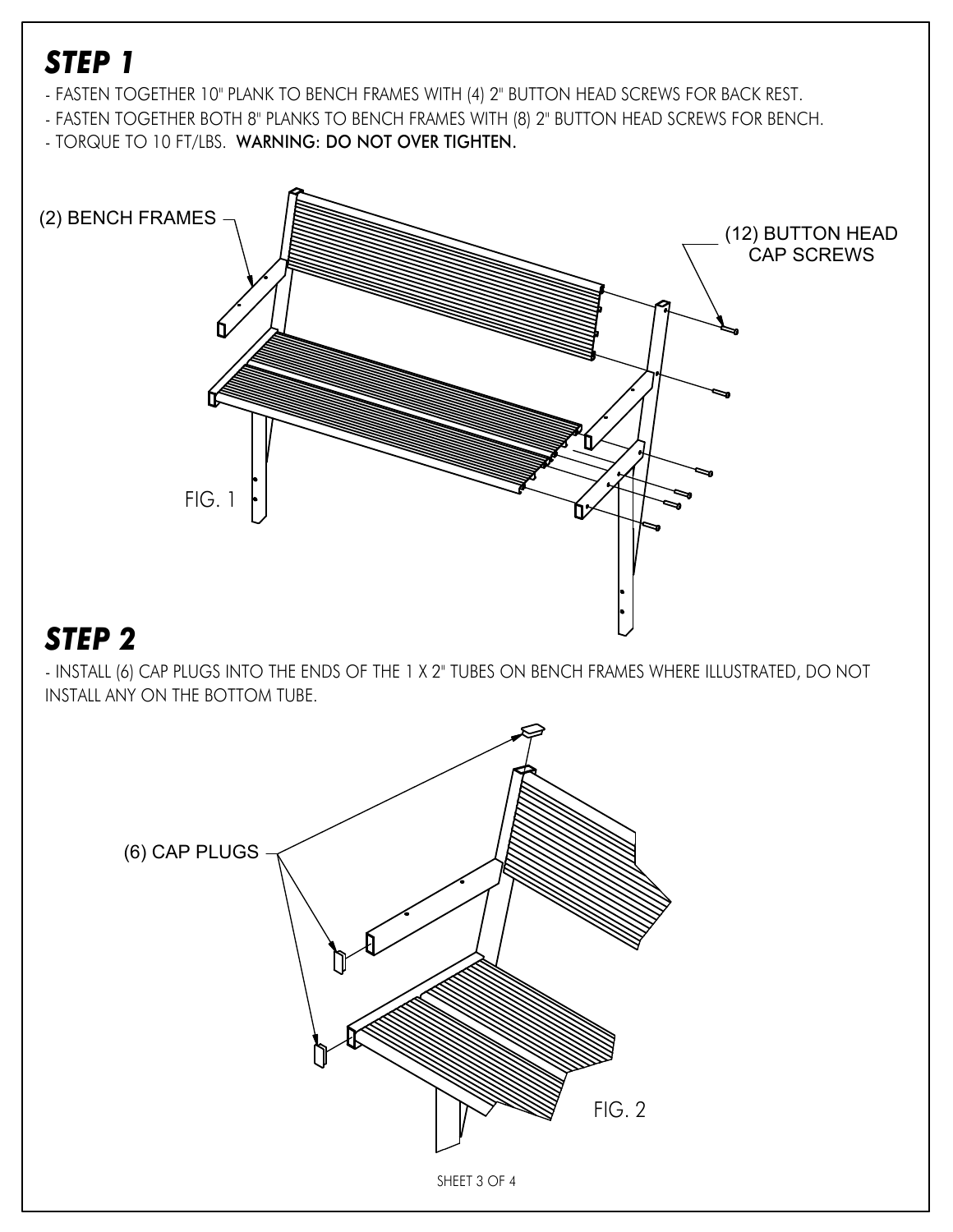# STEP 1

- FASTEN TOGETHER 10" PLANK TO BENCH FRAMES WITH (4) 2" BUTTON HEAD SCREWS FOR BACK REST.
- FASTEN TOGETHER BOTH 8" PLANKS TO BENCH FRAMES WITH (8) 2" BUTTON HEAD SCREWS FOR BENCH.
- TORQUE TO 10 FT/LBS. **WARNING: DO NOT OVER TIGHTEN.**

(2) BENCH FRAMES

(12) BUTTON HEAD CAP SCREWS

FIG. 1

# STEP 2

- INSTALL (6) CAP PLUGS INTO THE ENDS OF THE 1 X 2" TUBES ON BENCH FRAMES WHERE ILLUSTRATED, DO NOT INSTALL ANY ON THE BOTTOM TUBE.

(6) CAP PLUGS

FIG. 2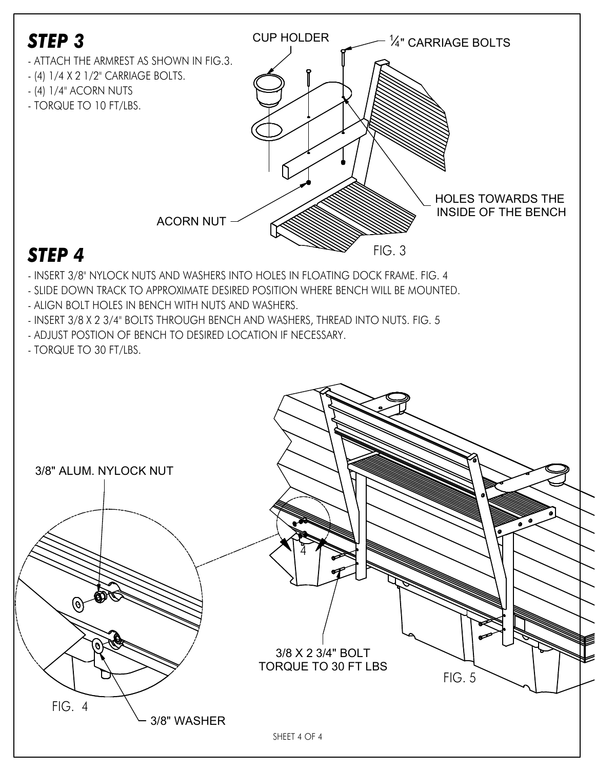## STEP 3

- ATTACH THE ARMREST AS SHOWN IN FIG.3.
- (4) 1/4 X 2 1/2" CARRIAGE BOLTS.
- (4) 1/4" ACORN NUTS
- TORQUE TO 10 FT/LBS.

CUP HOLDER

1/4" CARRIAGE BOLTS

HOLES TOWARDS THE INSIDE OF THE BENCH

ACORN NUT

FIG. 3

## STEP 4

- INSERT 3/8" NYLOCK NUTS AND WASHERS INTO HOLES IN FLOATING DOCK FRAME. FIG. 4
- SLIDE DOWN TRACK TO APPROXIMATE DESIRED POSITION WHERE BENCH WILL BE MOUNTED.
- ALIGN BOLT HOLES IN BENCH WITH NUTS AND WASHERS.
- INSERT 3/8 X 2 3/4" BOLTS THROUGH BENCH AND WASHERS, THREAD INTO NUTS. FIG. 5
- ADJUST POSTION OF BENCH TO DESIRED LOCATION IF NECESSARY.
- TORQUE TO 30 FT/LBS.

3/8" ALUM. NYLOCK NUT

4

3/8 X 2 3/4" BOLT
TORQUE TO 30 FT LBS

FIG. 5

FIG. 4

3/8" WASHER